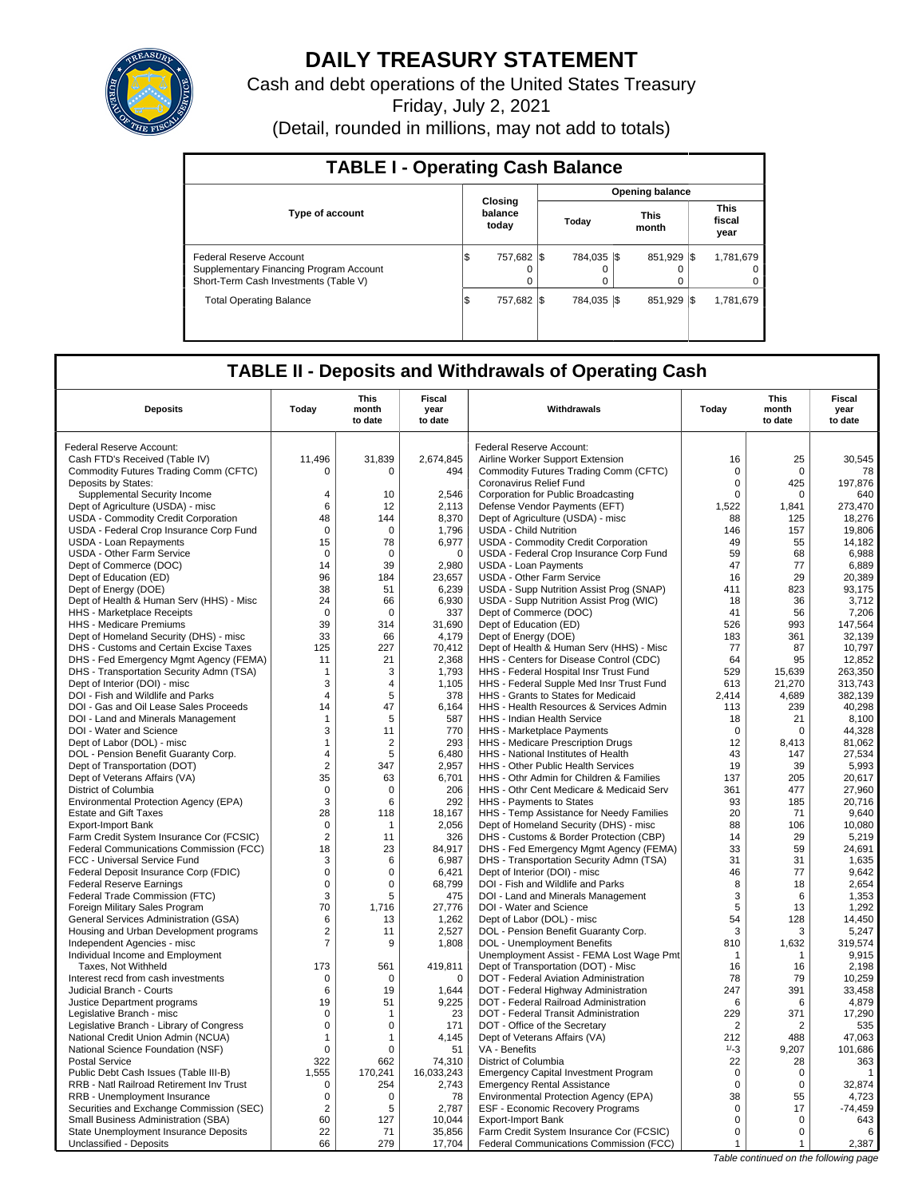# DAILY TREASURY STATEMENT

Cash and debt operations of the United States Treasury

Friday, July 2, 2021

(Detail, rounded in millions, may not add to totals)

## TABLE I - Operating Cash Balance

| Type of account | Closing balance today | Opening balance Today | Opening balance This month | Opening balance This fiscal year |
|---|---|---|---|---|
| Federal Reserve Account | $ 757,682 | $ 784,035 | $ 851,929 | $ 1,781,679 |
| Supplementary Financing Program Account | 0 | 0 | 0 | 0 |
| Short-Term Cash Investments (Table V) | 0 | 0 | 0 | 0 |
| Total Operating Balance | $ 757,682 | $ 784,035 | $ 851,929 | $ 1,781,679 |

## TABLE II - Deposits and Withdrawals of Operating Cash

| Deposits | Today | This month to date | Fiscal year to date | Withdrawals | Today | This month to date | Fiscal year to date |
|---|---|---|---|---|---|---|---|
| Federal Reserve Account: | | | | Federal Reserve Account: | | | |
| Cash FTD's Received (Table IV) | 11,496 | 31,839 | 2,674,845 | Airline Worker Support Extension | 16 | 25 | 30,545 |
| Commodity Futures Trading Comm (CFTC) | 0 | 0 | 494 | Commodity Futures Trading Comm (CFTC) | 0 | 0 | 78 |
| Deposits by States: | | | | Coronavirus Relief Fund | 0 | 425 | 197,876 |
| Supplemental Security Income | 4 | 10 | 2,546 | Corporation for Public Broadcasting | 0 | 0 | 640 |
| Dept of Agriculture (USDA) - misc | 6 | 12 | 2,113 | Defense Vendor Payments (EFT) | 1,522 | 1,841 | 273,470 |
| USDA - Commodity Credit Corporation | 48 | 144 | 8,370 | Dept of Agriculture (USDA) - misc | 88 | 125 | 18,276 |
| USDA - Federal Crop Insurance Corp Fund | 0 | 0 | 1,796 | USDA - Child Nutrition | 146 | 157 | 19,806 |
| USDA - Loan Repayments | 15 | 78 | 6,977 | USDA - Commodity Credit Corporation | 49 | 55 | 14,182 |
| USDA - Other Farm Service | 0 | 0 | 0 | USDA - Federal Crop Insurance Corp Fund | 59 | 68 | 6,988 |
| Dept of Commerce (DOC) | 14 | 39 | 2,980 | USDA - Loan Payments | 47 | 77 | 6,889 |
| Dept of Education (ED) | 96 | 184 | 23,657 | USDA - Other Farm Service | 16 | 29 | 20,389 |
| Dept of Energy (DOE) | 38 | 51 | 6,239 | USDA - Supp Nutrition Assist Prog (SNAP) | 411 | 823 | 93,175 |
| Dept of Health & Human Serv (HHS) - Misc | 24 | 66 | 6,930 | USDA - Supp Nutrition Assist Prog (WIC) | 18 | 36 | 3,712 |
| HHS - Marketplace Receipts | 0 | 0 | 337 | Dept of Commerce (DOC) | 41 | 56 | 7,206 |
| HHS - Medicare Premiums | 39 | 314 | 31,690 | Dept of Education (ED) | 526 | 993 | 147,564 |
| Dept of Homeland Security (DHS) - misc | 33 | 66 | 4,179 | Dept of Energy (DOE) | 183 | 361 | 32,139 |
| DHS - Customs and Certain Excise Taxes | 125 | 227 | 70,412 | Dept of Health & Human Serv (HHS) - Misc | 77 | 87 | 10,797 |
| DHS - Fed Emergency Mgmt Agency (FEMA) | 11 | 21 | 2,368 | HHS - Centers for Disease Control (CDC) | 64 | 95 | 12,852 |
| DHS - Transportation Security Admn (TSA) | 1 | 3 | 1,793 | HHS - Federal Hospital Insr Trust Fund | 529 | 15,639 | 263,350 |
| Dept of Interior (DOI) - misc | 3 | 4 | 1,105 | HHS - Federal Supple Med Insr Trust Fund | 613 | 21,270 | 313,743 |
| DOI - Fish and Wildlife and Parks | 4 | 5 | 378 | HHS - Grants to States for Medicaid | 2,414 | 4,689 | 382,139 |
| DOI - Gas and Oil Lease Sales Proceeds | 14 | 47 | 6,164 | HHS - Health Resources & Services Admin | 113 | 239 | 40,298 |
| DOI - Land and Minerals Management | 1 | 5 | 587 | HHS - Indian Health Service | 18 | 21 | 8,100 |
| DOI - Water and Science | 3 | 11 | 770 | HHS - Marketplace Payments | 0 | 0 | 44,328 |
| Dept of Labor (DOL) - misc | 1 | 2 | 293 | HHS - Medicare Prescription Drugs | 12 | 8,413 | 81,062 |
| DOL - Pension Benefit Guaranty Corp. | 4 | 5 | 6,480 | HHS - National Institutes of Health | 43 | 147 | 27,534 |
| Dept of Transportation (DOT) | 2 | 347 | 2,957 | HHS - Other Public Health Services | 19 | 39 | 5,993 |
| Dept of Veterans Affairs (VA) | 35 | 63 | 6,701 | HHS - Othr Admin for Children & Families | 137 | 205 | 20,617 |
| District of Columbia | 0 | 0 | 206 | HHS - Othr Cent Medicare & Medicaid Serv | 361 | 477 | 27,960 |
| Environmental Protection Agency (EPA) | 3 | 6 | 292 | HHS - Payments to States | 93 | 185 | 20,716 |
| Estate and Gift Taxes | 28 | 118 | 18,167 | HHS - Temp Assistance for Needy Families | 20 | 71 | 9,640 |
| Export-Import Bank | 0 | 1 | 2,056 | Dept of Homeland Security (DHS) - misc | 88 | 106 | 10,080 |
| Farm Credit System Insurance Cor (FCSIC) | 2 | 11 | 326 | DHS - Customs & Border Protection (CBP) | 14 | 29 | 5,219 |
| Federal Communications Commission (FCC) | 18 | 23 | 84,917 | DHS - Fed Emergency Mgmt Agency (FEMA) | 33 | 59 | 24,691 |
| FCC - Universal Service Fund | 3 | 6 | 6,987 | DHS - Transportation Security Admn (TSA) | 31 | 31 | 1,635 |
| Federal Deposit Insurance Corp (FDIC) | 0 | 0 | 6,421 | Dept of Interior (DOI) - misc | 46 | 77 | 9,642 |
| Federal Reserve Earnings | 0 | 0 | 68,799 | DOI - Fish and Wildlife and Parks | 8 | 18 | 2,654 |
| Federal Trade Commission (FTC) | 3 | 5 | 475 | DOI - Land and Minerals Management | 3 | 6 | 1,353 |
| Foreign Military Sales Program | 70 | 1,716 | 27,776 | DOI - Water and Science | 5 | 13 | 1,292 |
| General Services Administration (GSA) | 6 | 13 | 1,262 | Dept of Labor (DOL) - misc | 54 | 128 | 14,450 |
| Housing and Urban Development programs | 2 | 11 | 2,527 | DOL - Pension Benefit Guaranty Corp. | 3 | 3 | 5,247 |
| Independent Agencies - misc | 7 | 9 | 1,808 | DOL - Unemployment Benefits | 810 | 1,632 | 319,574 |
| Individual Income and Employment | | | | Unemployment Assist - FEMA Lost Wage Pmt | 1 | 1 | 9,915 |
| Taxes, Not Withheld | 173 | 561 | 419,811 | Dept of Transportation (DOT) - Misc | 16 | 16 | 2,198 |
| Interest recd from cash investments | 0 | 0 | 0 | DOT - Federal Aviation Administration | 78 | 79 | 10,259 |
| Judicial Branch - Courts | 6 | 19 | 1,644 | DOT - Federal Highway Administration | 247 | 391 | 33,458 |
| Justice Department programs | 19 | 51 | 9,225 | DOT - Federal Railroad Administration | 6 | 6 | 4,879 |
| Legislative Branch - misc | 0 | 1 | 23 | DOT - Federal Transit Administration | 229 | 371 | 17,290 |
| Legislative Branch - Library of Congress | 0 | 0 | 171 | DOT - Office of the Secretary | 2 | 2 | 535 |
| National Credit Union Admin (NCUA) | 1 | 1 | 4,145 | Dept of Veterans Affairs (VA) | 212 | 488 | 47,063 |
| National Science Foundation (NSF) | 0 | 0 | 51 | VA - Benefits | 1/-3 | 9,207 | 101,686 |
| Postal Service | 322 | 662 | 74,310 | District of Columbia | 22 | 28 | 363 |
| Public Debt Cash Issues (Table III-B) | 1,555 | 170,241 | 16,033,243 | Emergency Capital Investment Program | 0 | 0 | 1 |
| RRB - Natl Railroad Retirement Inv Trust | 0 | 254 | 2,743 | Emergency Rental Assistance | 0 | 0 | 32,874 |
| RRB - Unemployment Insurance | 0 | 0 | 78 | Environmental Protection Agency (EPA) | 38 | 55 | 4,723 |
| Securities and Exchange Commission (SEC) | 2 | 5 | 2,787 | ESF - Economic Recovery Programs | 0 | 17 | -74,459 |
| Small Business Administration (SBA) | 60 | 127 | 10,044 | Export-Import Bank | 0 | 0 | 643 |
| State Unemployment Insurance Deposits | 22 | 71 | 35,856 | Farm Credit System Insurance Cor (FCSIC) | 0 | 0 | 6 |
| Unclassified - Deposits | 66 | 279 | 17,704 | Federal Communications Commission (FCC) | 1 | 1 | 2,387 |

*Table continued on the following page*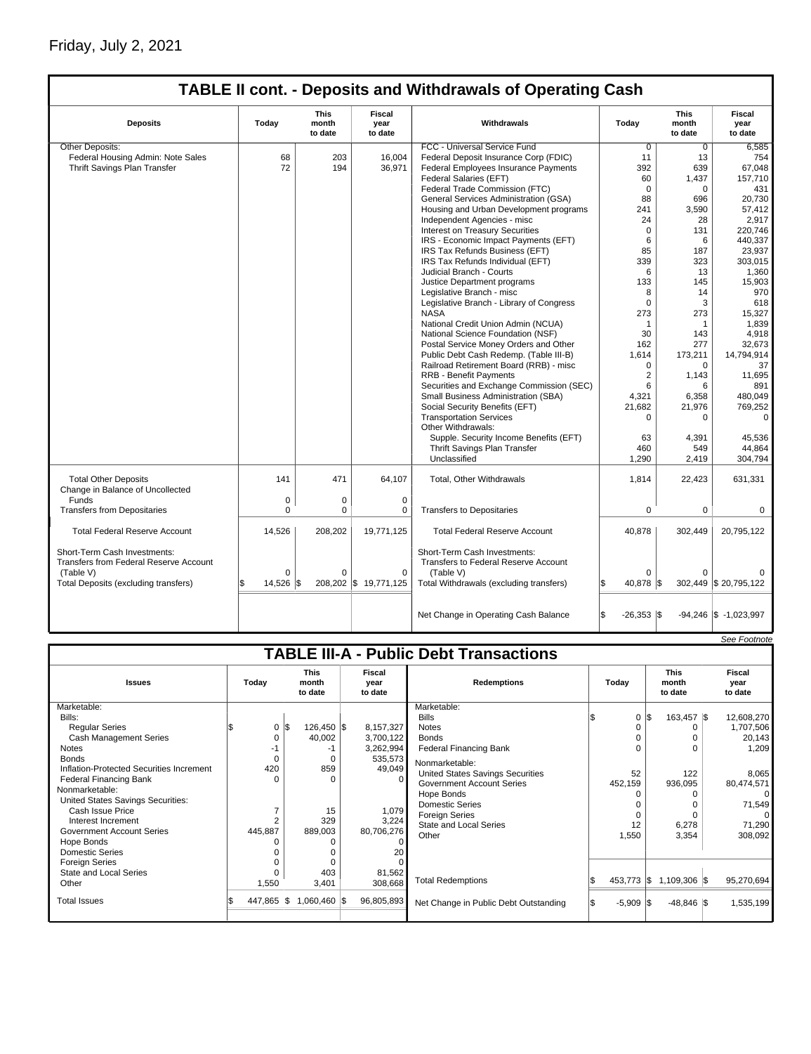Friday, July 2, 2021

## TABLE II cont. - Deposits and Withdrawals of Operating Cash

| Deposits | Today | This month to date | Fiscal year to date | Withdrawals | Today | This month to date | Fiscal year to date |
|---|---|---|---|---|---|---|---|
| Other Deposits: | | | | FCC - Universal Service Fund | 0 | 0 | 6,585 |
| Federal Housing Admin: Note Sales | 68 | 203 | 16,004 | Federal Deposit Insurance Corp (FDIC) | 11 | 13 | 754 |
| Thrift Savings Plan Transfer | 72 | 194 | 36,971 | Federal Employees Insurance Payments | 392 | 639 | 67,048 |
| | | | | Federal Salaries (EFT) | 60 | 1,437 | 157,710 |
| | | | | Federal Trade Commission (FTC) | 0 | 0 | 431 |
| | | | | General Services Administration (GSA) | 88 | 696 | 20,730 |
| | | | | Housing and Urban Development programs | 241 | 3,590 | 57,412 |
| | | | | Independent Agencies - misc | 24 | 28 | 2,917 |
| | | | | Interest on Treasury Securities | 0 | 131 | 220,746 |
| | | | | IRS - Economic Impact Payments (EFT) | 6 | 6 | 440,337 |
| | | | | IRS Tax Refunds Business (EFT) | 85 | 187 | 23,937 |
| | | | | IRS Tax Refunds Individual (EFT) | 339 | 323 | 303,015 |
| | | | | Judicial Branch - Courts | 6 | 13 | 1,360 |
| | | | | Justice Department programs | 133 | 145 | 15,903 |
| | | | | Legislative Branch - misc | 8 | 14 | 970 |
| | | | | Legislative Branch - Library of Congress | 0 | 3 | 618 |
| | | | | NASA | 273 | 273 | 15,327 |
| | | | | National Credit Union Admin (NCUA) | 1 | 1 | 1,839 |
| | | | | National Science Foundation (NSF) | 30 | 143 | 4,918 |
| | | | | Postal Service Money Orders and Other | 162 | 277 | 32,673 |
| | | | | Public Debt Cash Redemp. (Table III-B) | 1,614 | 173,211 | 14,794,914 |
| | | | | Railroad Retirement Board (RRB) - misc | 0 | 0 | 37 |
| | | | | RRB - Benefit Payments | 2 | 1,143 | 11,695 |
| | | | | Securities and Exchange Commission (SEC) | 6 | 6 | 891 |
| | | | | Small Business Administration (SBA) | 4,321 | 6,358 | 480,049 |
| | | | | Social Security Benefits (EFT) | 21,682 | 21,976 | 769,252 |
| | | | | Transportation Services | 0 | 0 | 0 |
| | | | | Other Withdrawals: | | | |
| | | | | Supple. Security Income Benefits (EFT) | 63 | 4,391 | 45,536 |
| | | | | Thrift Savings Plan Transfer | 460 | 549 | 44,864 |
| | | | | Unclassified | 1,290 | 2,419 | 304,794 |
| Total Other Deposits | 141 | 471 | 64,107 | Total, Other Withdrawals | 1,814 | 22,423 | 631,331 |
| Change in Balance of Uncollected Funds | 0 | 0 | 0 | | | | |
| Transfers from Depositaries | 0 | 0 | 0 | Transfers to Depositaries | 0 | 0 | 0 |
| Total Federal Reserve Account | 14,526 | 208,202 | 19,771,125 | Total Federal Reserve Account | 40,878 | 302,449 | 20,795,122 |
| Short-Term Cash Investments: Transfers from Federal Reserve Account (Table V) | 0 | 0 | 0 | Short-Term Cash Investments: Transfers to Federal Reserve Account (Table V) | 0 | 0 | 0 |
| Total Deposits (excluding transfers) | $ 14,526 | $ 208,202 | $ 19,771,125 | Total Withdrawals (excluding transfers) | $ 40,878 | $ 302,449 | $ 20,795,122 |
| | | | | Net Change in Operating Cash Balance | $ -26,353 | $ -94,246 | $ -1,023,997 |

*See Footnote*

## TABLE III-A - Public Debt Transactions

| Issues | Today | This month to date | Fiscal year to date | Redemptions | Today | This month to date | Fiscal year to date |
|---|---|---|---|---|---|---|---|
| Marketable: | | | | Marketable: | | | |
| Bills: | | | | Bills | $ 0 | $ 163,457 | $ 12,608,270 |
| Regular Series | $ 0 | $ 126,450 | $ 8,157,327 | Notes | 0 | 0 | 1,707,506 |
| Cash Management Series | 0 | 40,002 | 3,700,122 | Bonds | 0 | 0 | 20,143 |
| Notes | -1 | -1 | 3,262,994 | Federal Financing Bank | 0 | 0 | 1,209 |
| Bonds | 0 | 0 | 535,573 | Nonmarketable: | | | |
| Inflation-Protected Securities Increment | 420 | 859 | 49,049 | United States Savings Securities | 52 | 122 | 8,065 |
| Federal Financing Bank | 0 | 0 | 0 | Government Account Series | 452,159 | 936,095 | 80,474,571 |
| Nonmarketable: | | | | Hope Bonds | 0 | 0 | 0 |
| United States Savings Securities: | | | | Domestic Series | 0 | 0 | 71,549 |
| Cash Issue Price | 7 | 15 | 1,079 | Foreign Series | 0 | 0 | 0 |
| Interest Increment | 2 | 329 | 3,224 | State and Local Series | 12 | 6,278 | 71,290 |
| Government Account Series | 445,887 | 889,003 | 80,706,276 | Other | 1,550 | 3,354 | 308,092 |
| Hope Bonds | 0 | 0 | 0 | | | | |
| Domestic Series | 0 | 0 | 20 | | | | |
| Foreign Series | 0 | 0 | 0 | | | | |
| State and Local Series | 0 | 403 | 81,562 | | | | |
| Other | 1,550 | 3,401 | 308,668 | Total Redemptions | $ 453,773 | $ 1,109,306 | $ 95,270,694 |
| Total Issues | $ 447,865 | $ 1,060,460 | $ 96,805,893 | Net Change in Public Debt Outstanding | $ -5,909 | $ -48,846 | $ 1,535,199 |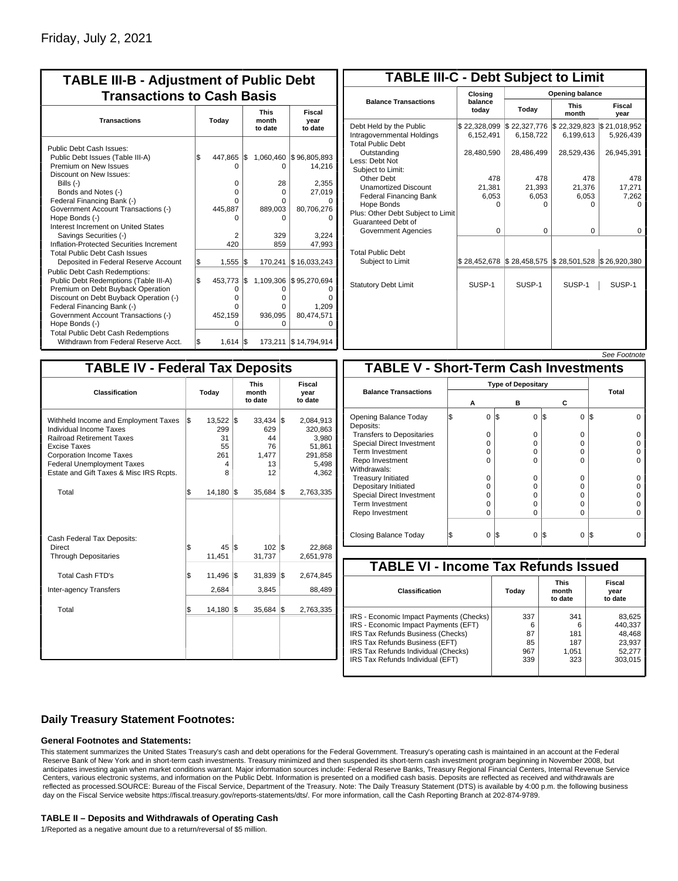Friday, July 2, 2021

## TABLE III-B - Adjustment of Public Debt Transactions to Cash Basis

| Transactions | Today | This month to date | Fiscal year to date |
|---|---|---|---|
| Public Debt Cash Issues: | | | |
| Public Debt Issues (Table III-A) | $ 447,865 | $ 1,060,460 | $ 96,805,893 |
| Premium on New Issues | 0 | 0 | 14,216 |
| Discount on New Issues: | | | |
| Bills (-) | 0 | 28 | 2,355 |
| Bonds and Notes (-) | 0 | 0 | 27,019 |
| Federal Financing Bank (-) | 0 | 0 | 0 |
| Government Account Transactions (-) | 445,887 | 889,003 | 80,706,276 |
| Hope Bonds (-) | 0 | 0 | 0 |
| Interest Increment on United States Savings Securities (-) | 2 | 329 | 3,224 |
| Inflation-Protected Securities Increment | 420 | 859 | 47,993 |
| Total Public Debt Cash Issues Deposited in Federal Reserve Account | $ 1,555 | $ 170,241 | $ 16,033,243 |
| Public Debt Cash Redemptions: | | | |
| Public Debt Redemptions (Table III-A) | $ 453,773 | $ 1,109,306 | $ 95,270,694 |
| Premium on Debt Buyback Operation | 0 | 0 | 0 |
| Discount on Debt Buyback Operation (-) | 0 | 0 | 0 |
| Federal Financing Bank (-) | 0 | 0 | 1,209 |
| Government Account Transactions (-) | 452,159 | 936,095 | 80,474,571 |
| Hope Bonds (-) | 0 | 0 | 0 |
| Total Public Debt Cash Redemptions Withdrawn from Federal Reserve Acct. | $ 1,614 | $ 173,211 | $ 14,794,914 |

## TABLE III-C - Debt Subject to Limit

| Balance Transactions | Closing balance today | Opening balance Today | Opening balance This month | Opening balance Fiscal year |
|---|---|---|---|---|
| Debt Held by the Public | $ 22,328,099 | $ 22,327,776 | $ 22,329,823 | $ 21,018,952 |
| Intragovernmental Holdings | 6,152,491 | 6,158,722 | 6,199,613 | 5,926,439 |
| Total Public Debt Outstanding | 28,480,590 | 28,486,499 | 28,529,436 | 26,945,391 |
| Less: Debt Not Subject to Limit: | | | | |
| Other Debt | 478 | 478 | 478 | 478 |
| Unamortized Discount | 21,381 | 21,393 | 21,376 | 17,271 |
| Federal Financing Bank | 6,053 | 6,053 | 6,053 | 7,262 |
| Hope Bonds | 0 | 0 | 0 | 0 |
| Plus: Other Debt Subject to Limit Guaranteed Debt of Government Agencies | 0 | 0 | 0 | 0 |
| Total Public Debt Subject to Limit | $ 28,452,678 | $ 28,458,575 | $ 28,501,528 | $ 26,920,380 |
| Statutory Debt Limit | SUSP-1 | SUSP-1 | SUSP-1 | SUSP-1 |

*See Footnote*

## TABLE IV - Federal Tax Deposits

| Classification | Today | This month to date | Fiscal year to date |
|---|---|---|---|
| Withheld Income and Employment Taxes | $ 13,522 | $ 33,434 | $ 2,084,913 |
| Individual Income Taxes | 299 | 629 | 320,863 |
| Railroad Retirement Taxes | 31 | 44 | 3,980 |
| Excise Taxes | 55 | 76 | 51,861 |
| Corporation Income Taxes | 261 | 1,477 | 291,858 |
| Federal Unemployment Taxes | 4 | 13 | 5,498 |
| Estate and Gift Taxes & Misc IRS Rcpts. | 8 | 12 | 4,362 |
| Total | $ 14,180 | $ 35,684 | $ 2,763,335 |
| Cash Federal Tax Deposits: | | | |
| Direct | $ 45 | $ 102 | $ 22,868 |
| Through Depositaries | 11,451 | 31,737 | 2,651,978 |
| Total Cash FTD's | $ 11,496 | $ 31,839 | $ 2,674,845 |
| Inter-agency Transfers | 2,684 | 3,845 | 88,489 |
| Total | $ 14,180 | $ 35,684 | $ 2,763,335 |

## TABLE V - Short-Term Cash Investments

| Balance Transactions | A | B | C | Total |
|---|---|---|---|---|
| Opening Balance Today | $ 0 | $ 0 | $ 0 | $ 0 |
| Deposits: | | | | |
| Transfers to Depositaries | 0 | 0 | 0 | 0 |
| Special Direct Investment | 0 | 0 | 0 | 0 |
| Term Investment | 0 | 0 | 0 | 0 |
| Repo Investment | 0 | 0 | 0 | 0 |
| Withdrawals: | | | | |
| Treasury Initiated | 0 | 0 | 0 | 0 |
| Depositary Initiated | 0 | 0 | 0 | 0 |
| Special Direct Investment | 0 | 0 | 0 | 0 |
| Term Investment | 0 | 0 | 0 | 0 |
| Repo Investment | 0 | 0 | 0 | 0 |
| Closing Balance Today | $ 0 | $ 0 | $ 0 | $ 0 |

## TABLE VI - Income Tax Refunds Issued

| Classification | Today | This month to date | Fiscal year to date |
|---|---|---|---|
| IRS - Economic Impact Payments (Checks) | 337 | 341 | 83,625 |
| IRS - Economic Impact Payments (EFT) | 6 | 6 | 440,337 |
| IRS Tax Refunds Business (Checks) | 87 | 181 | 48,468 |
| IRS Tax Refunds Business (EFT) | 85 | 187 | 23,937 |
| IRS Tax Refunds Individual (Checks) | 967 | 1,051 | 52,277 |
| IRS Tax Refunds Individual (EFT) | 339 | 323 | 303,015 |

## Daily Treasury Statement Footnotes:

### General Footnotes and Statements:

This statement summarizes the United States Treasury's cash and debt operations for the Federal Government. Treasury's operating cash is maintained in an account at the Federal Reserve Bank of New York and in short-term cash investments. Treasury minimized and then suspended its short-term cash investment program beginning in November 2008, but anticipates investing again when market conditions warrant. Major information sources include: Federal Reserve Banks, Treasury Regional Financial Centers, Internal Revenue Service Centers, various electronic systems, and information on the Public Debt. Information is presented on a modified cash basis. Deposits are reflected as received and withdrawals are reflected as processed.SOURCE: Bureau of the Fiscal Service, Department of the Treasury. Note: The Daily Treasury Statement (DTS) is available by 4:00 p.m. the following business day on the Fiscal Service website https://fiscal.treasury.gov/reports-statements/dts/. For more information, call the Cash Reporting Branch at 202-874-9789.

### TABLE II – Deposits and Withdrawals of Operating Cash

1/Reported as a negative amount due to a return/reversal of $5 million.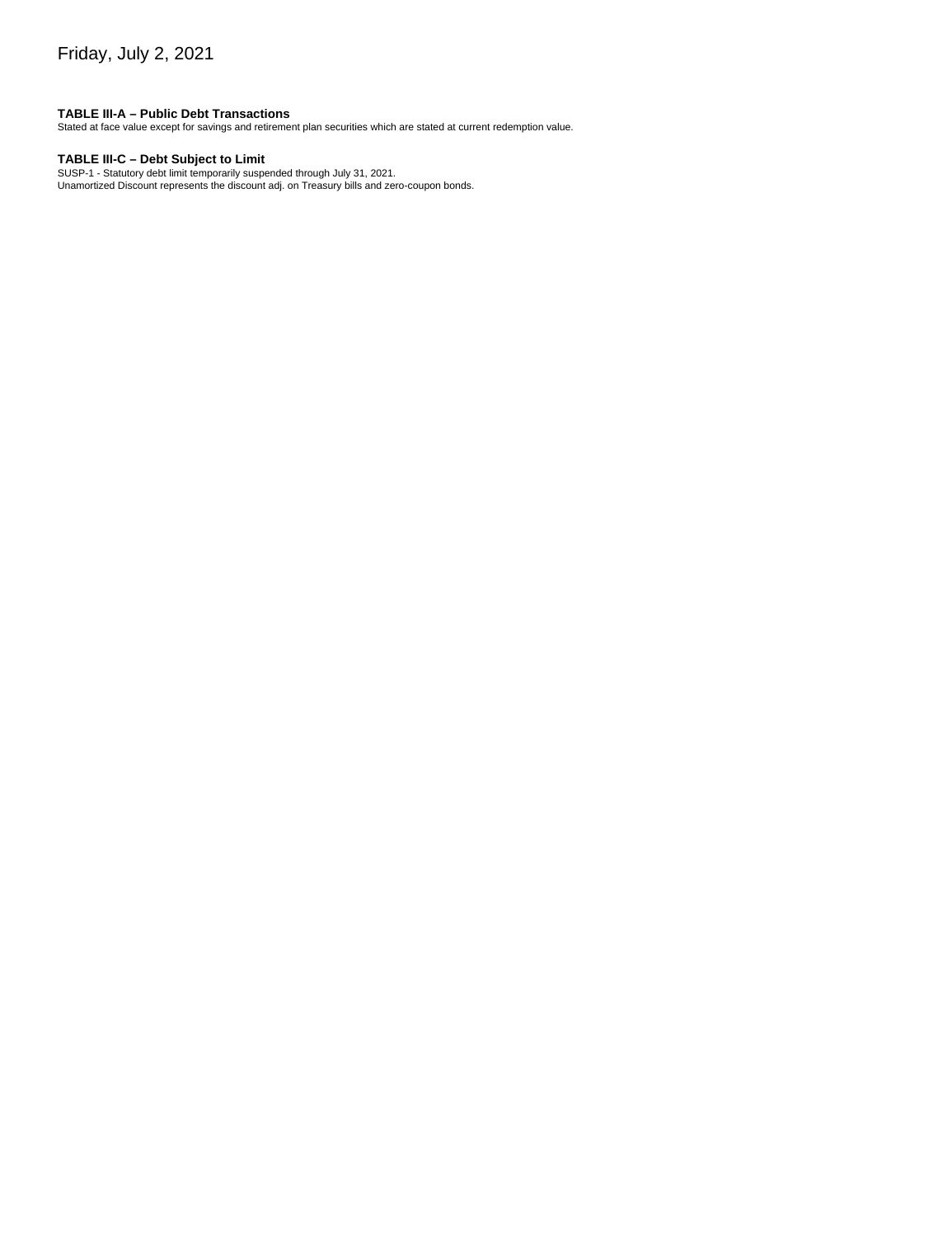Friday, July 2, 2021

**TABLE III-A – Public Debt Transactions**

Stated at face value except for savings and retirement plan securities which are stated at current redemption value.

**TABLE III-C – Debt Subject to Limit**

SUSP-1 - Statutory debt limit temporarily suspended through July 31, 2021.
Unamortized Discount represents the discount adj. on Treasury bills and zero-coupon bonds.